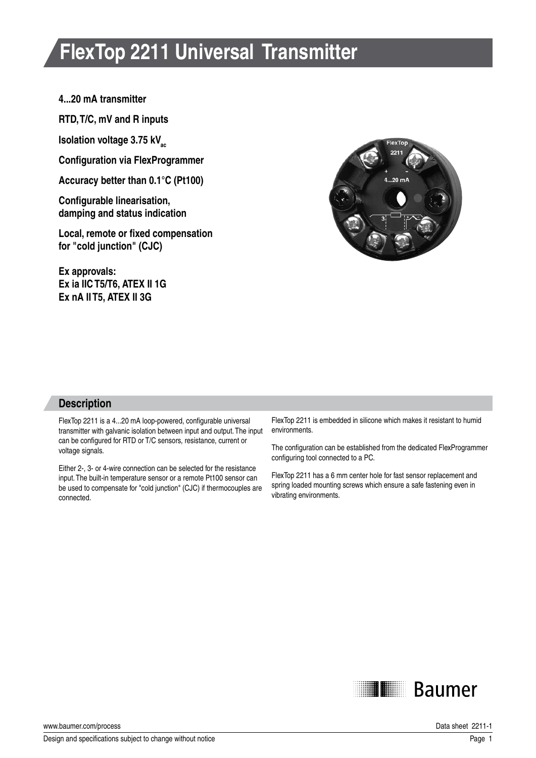# FlexTop 2211 Universal Transmitter

**4...20 mA transmitter**

**RTD, T/C, mV and R inputs**

**Isolation voltage 3.75 kV$_{ac}$**

**Configuration via FlexProgrammer**

**Accuracy better than 0.1°C (Pt100)**

**Configurable linearisation, damping and status indication**

**Local, remote or fixed compensation for "cold junction" (CJC)**

**Ex approvals:**
**Ex ia IIC T5/T6, ATEX II 1G**
**Ex nA II T5, ATEX II 3G**

## Description

FlexTop 2211 is a 4...20 mA loop-powered, configurable universal transmitter with galvanic isolation between input and output. The input can be configured for RTD or T/C sensors, resistance, current or voltage signals.

Either 2-, 3- or 4-wire connection can be selected for the resistance input. The built-in temperature sensor or a remote Pt100 sensor can be used to compensate for "cold junction" (CJC) if thermocouples are connected.

FlexTop 2211 is embedded in silicone which makes it resistant to humid environments.

The configuration can be established from the dedicated FlexProgrammer configuring tool connected to a PC.

FlexTop 2211 has a 6 mm center hole for fast sensor replacement and spring loaded mounting screws which ensure a safe fastening even in vibrating environments.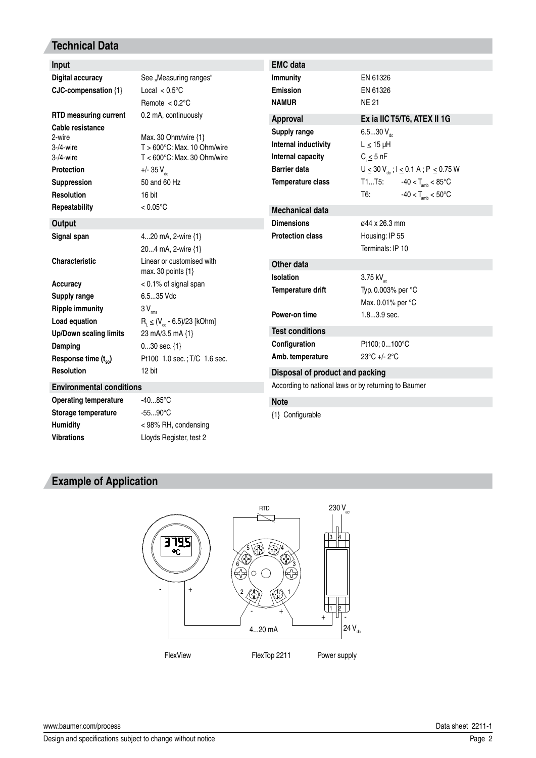## Technical Data

### Input

| | |
|---|---|
| **Digital accuracy** | See „Measuring ranges“ |
| **CJC-compensation** {1} | Local < 0.5°C |
| | Remote < 0.2°C |
| **RTD measuring current** | 0.2 mA, continuously |
| **Cable resistance** | |
| 2-wire | Max. 30 Ohm/wire {1} |
| 3-/4-wire | T > 600°C: Max. 10 Ohm/wire |
| 3-/4-wire | T < 600°C: Max. 30 Ohm/wire |
| **Protection** | +/- 35 $V_{dc}$ |
| **Suppression** | 50 and 60 Hz |
| **Resolution** | 16 bit |
| **Repeatability** | < 0.05°C |

### Output

| | |
|---|---|
| **Signal span** | 4...20 mA, 2-wire {1} |
| | 20...4 mA, 2-wire {1} |
| **Characteristic** | Linear or customised with max. 30 points {1} |
| **Accuracy** | < 0.1% of signal span |
| **Supply range** | 6.5...35 Vdc |
| **Ripple immunity** | 3 $V_{rms}$ |
| **Load equation** | $R_L \leq (V_{cc} - 6.5)/23$ [kOhm] |
| **Up/Down scaling limits** | 23 mA/3.5 mA {1} |
| **Damping** | 0...30 sec. {1} |
| **Response time ($t_{90}$)** | Pt100 1.0 sec. ; T/C 1.6 sec. |
| **Resolution** | 12 bit |

### Environmental conditions

| | |
|---|---|
| **Operating temperature** | -40...85°C |
| **Storage temperature** | -55...90°C |
| **Humidity** | < 98% RH, condensing |
| **Vibrations** | Lloyds Register, test 2 |

### EMC data

| | |
|---|---|
| **Immunity** | EN 61326 |
| **Emission** | EN 61326 |
| **NAMUR** | NE 21 |

### Approval — Ex ia IIC T5/T6, ATEX II 1G

| | |
|---|---|
| **Supply range** | 6.5...30 $V_{dc}$ |
| **Internal inductivity** | $L_i \leq 15$ µH |
| **Internal capacity** | $C_i \leq 5$ nF |
| **Barrier data** | $U \leq 30$ $V_{dc}$ ; $I \leq 0.1$ A ; $P \leq 0.75$ W |
| **Temperature class** | T1...T5: $-40 < T_{amb} < 85$°C |
| | T6: $-40 < T_{amb} < 50$°C |

### Mechanical data

| | |
|---|---|
| **Dimensions** | ø44 x 26.3 mm |
| **Protection class** | Housing: IP 55 |
| | Terminals: IP 10 |

### Other data

| | |
|---|---|
| **Isolation** | 3.75 $kV_{ac}$ |
| **Temperature drift** | Typ. 0.003% per °C |
| | Max. 0.01% per °C |
| **Power-on time** | 1.8...3.9 sec. |

### Test conditions

| | |
|---|---|
| **Configuration** | Pt100; 0...100°C |
| **Amb. temperature** | 23°C +/- 2°C |

### Disposal of product and packing

According to national laws or by returning to Baumer

### Note

{1} Configurable

## Example of Application

RTD — 230 $V_{ac}$ — 4...20 mA — 24 $V_{dc}$

FlexView FlexTop 2211 Power supply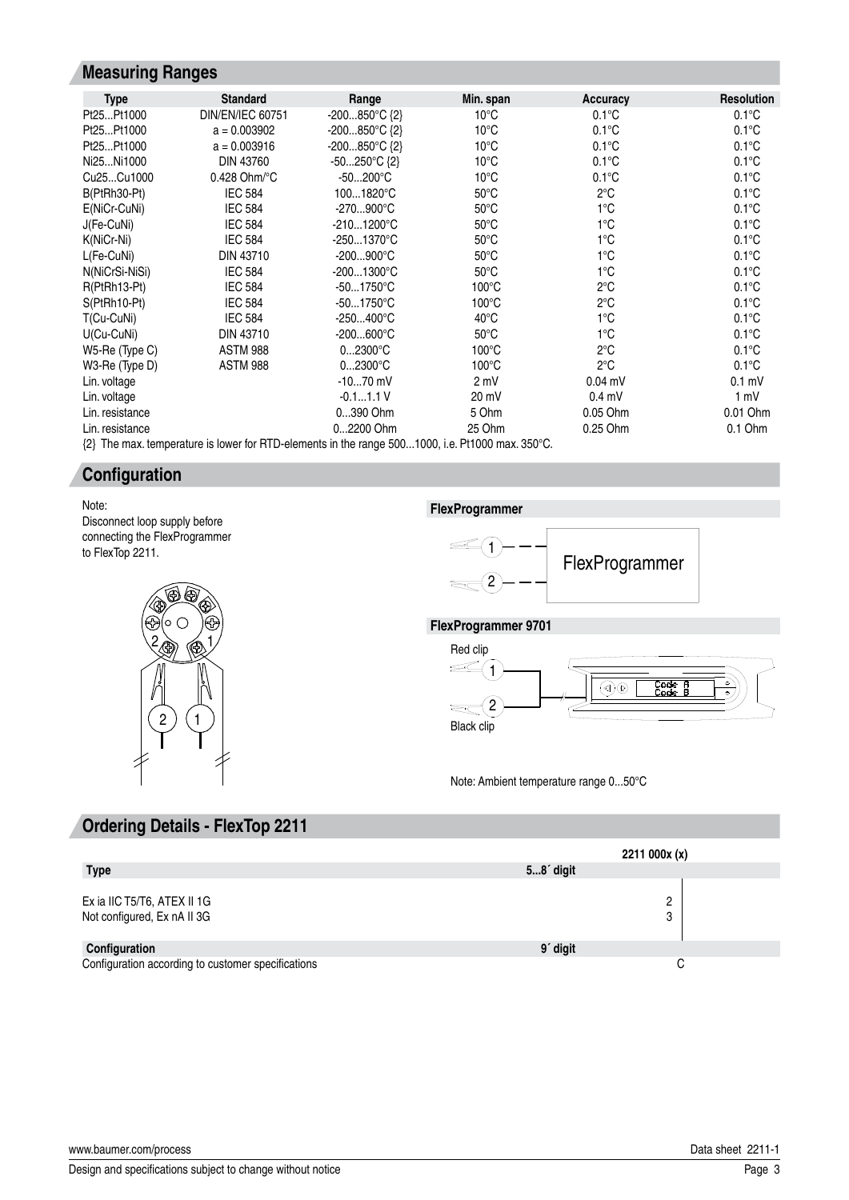## Measuring Ranges

| Type | Standard | Range | Min. span | Accuracy | Resolution |
|---|---|---|---|---|---|
| Pt25...Pt1000 | DIN/EN/IEC 60751 | -200...850°C {2} | 10°C | 0.1°C | 0.1°C |
| Pt25...Pt1000 | a = 0.003902 | -200...850°C {2} | 10°C | 0.1°C | 0.1°C |
| Pt25...Pt1000 | a = 0.003916 | -200...850°C {2} | 10°C | 0.1°C | 0.1°C |
| Ni25...Ni1000 | DIN 43760 | -50...250°C {2} | 10°C | 0.1°C | 0.1°C |
| Cu25...Cu1000 | 0.428 Ohm/°C | -50...200°C | 10°C | 0.1°C | 0.1°C |
| B(PtRh30-Pt) | IEC 584 | 100...1820°C | 50°C | 2°C | 0.1°C |
| E(NiCr-CuNi) | IEC 584 | -270...900°C | 50°C | 1°C | 0.1°C |
| J(Fe-CuNi) | IEC 584 | -210...1200°C | 50°C | 1°C | 0.1°C |
| K(NiCr-Ni) | IEC 584 | -250...1370°C | 50°C | 1°C | 0.1°C |
| L(Fe-CuNi) | DIN 43710 | -200...900°C | 50°C | 1°C | 0.1°C |
| N(NiCrSi-NiSi) | IEC 584 | -200...1300°C | 50°C | 1°C | 0.1°C |
| R(PtRh13-Pt) | IEC 584 | -50...1750°C | 100°C | 2°C | 0.1°C |
| S(PtRh10-Pt) | IEC 584 | -50...1750°C | 100°C | 2°C | 0.1°C |
| T(Cu-CuNi) | IEC 584 | -250...400°C | 40°C | 1°C | 0.1°C |
| U(Cu-CuNi) | DIN 43710 | -200...600°C | 50°C | 1°C | 0.1°C |
| W5-Re (Type C) | ASTM 988 | 0...2300°C | 100°C | 2°C | 0.1°C |
| W3-Re (Type D) | ASTM 988 | 0...2300°C | 100°C | 2°C | 0.1°C |
| Lin. voltage | | -10...70 mV | 2 mV | 0.04 mV | 0.1 mV |
| Lin. voltage | | -0.1...1.1 V | 20 mV | 0.4 mV | 1 mV |
| Lin. resistance | | 0...390 Ohm | 5 Ohm | 0.05 Ohm | 0.01 Ohm |
| Lin. resistance | | 0...2200 Ohm | 25 Ohm | 0.25 Ohm | 0.1 Ohm |

{2} The max. temperature is lower for RTD-elements in the range 500...1000, i.e. Pt1000 max. 350°C.

## Configuration

Note:
Disconnect loop supply before connecting the FlexProgrammer to FlexTop 2211.

**FlexProgrammer**

FlexProgrammer

**FlexProgrammer 9701**

Red clip

Black clip

Note: Ambient temperature range 0...50°C

## Ordering Details - FlexTop 2211

| | | 2211 000x (x) |
|---|---|---|
| **Type** | **5...8´ digit** | |
| Ex ia IIC T5/T6, ATEX II 1G | | 2 |
| Not configured, Ex nA II 3G | | 3 |
| **Configuration** | **9´ digit** | |
| Configuration according to customer specifications | | C |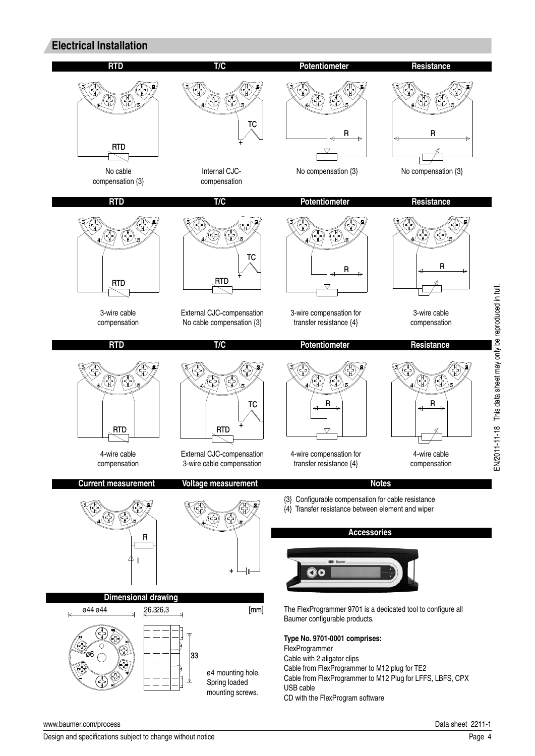## Electrical Installation

**RTD**

RTD

No cable compensation {3}

**T/C**

TC
+

Internal CJC-compensation

**Potentiometer**

R

No compensation {3}

**Resistance**

R

No compensation {3}

**RTD**

RTD

3-wire cable compensation

**T/C**

TC
+
RTD

External CJC-compensation
No cable compensation {3}

**Potentiometer**

R

3-wire compensation for transfer resistance {4}

**Resistance**

R

3-wire cable compensation

**RTD**

RTD

4-wire cable compensation

**T/C**

TC
+
RTD

External CJC-compensation
3-wire cable compensation

**Potentiometer**

R

4-wire compensation for transfer resistance {4}

**Resistance**

R

4-wire cable compensation

**Current measurement**

R
I

**Voltage measurement**

+

**Notes**

{3} Configurable compensation for cable resistance
{4} Transfer resistance between element and wiper

**Accessories**

The FlexProgrammer 9701 is a dedicated tool to configure all Baumer configurable products.

**Type No. 9701-0001 comprises:**
FlexProgrammer
Cable with 2 aligator clips
Cable from FlexProgrammer to M12 plug for TE2
Cable from FlexProgrammer to M12 Plug for LFFS, LBFS, CPX
USB cable
CD with the FlexProgram software

**Dimensional drawing**

ø44 ø44
26.326,3
[mm]
ø6
33

ø4 mounting hole. Spring loaded mounting screws.

EN/2011-11-18 This data sheet may only be reproduced in full.

www.baumer.com/process
Data sheet 2211-1
Design and specifications subject to change without notice